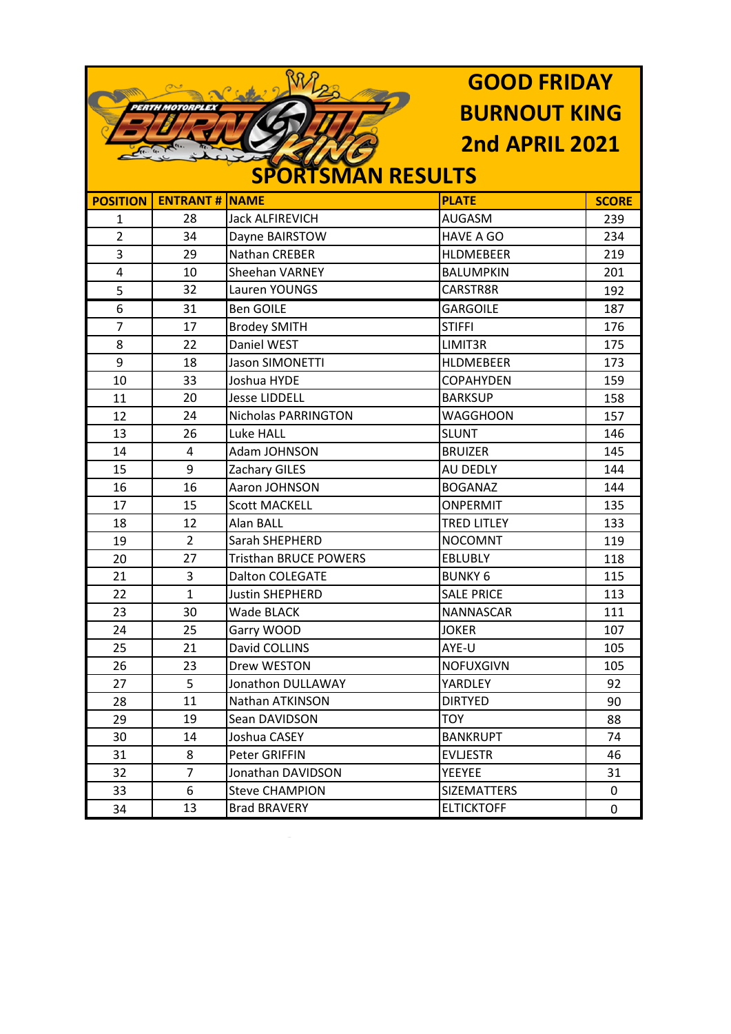# GOOD FRIDAY BURNOUT KING 2nd APRIL 2021

## SPORTSMAN RESULTS

| POSITION | ENTRANT # | NAME | PLATE | SCORE |
|---|---|---|---|---|
| 1 | 28 | Jack ALFIREVICH | AUGASM | 239 |
| 2 | 34 | Dayne BAIRSTOW | HAVE A GO | 234 |
| 3 | 29 | Nathan CREBER | HLDMEBEER | 219 |
| 4 | 10 | Sheehan VARNEY | BALUMPKIN | 201 |
| 5 | 32 | Lauren YOUNGS | CARSTR8R | 192 |
| 6 | 31 | Ben GOILE | GARGOILE | 187 |
| 7 | 17 | Brodey SMITH | STIFFI | 176 |
| 8 | 22 | Daniel WEST | LIMIT3R | 175 |
| 9 | 18 | Jason SIMONETTI | HLDMEBEER | 173 |
| 10 | 33 | Joshua HYDE | COPAHYDEN | 159 |
| 11 | 20 | Jesse LIDDELL | BARKSUP | 158 |
| 12 | 24 | Nicholas PARRINGTON | WAGGHOON | 157 |
| 13 | 26 | Luke HALL | SLUNT | 146 |
| 14 | 4 | Adam JOHNSON | BRUIZER | 145 |
| 15 | 9 | Zachary GILES | AU DEDLY | 144 |
| 16 | 16 | Aaron JOHNSON | BOGANAZ | 144 |
| 17 | 15 | Scott MACKELL | ONPERMIT | 135 |
| 18 | 12 | Alan BALL | TRED LITLEY | 133 |
| 19 | 2 | Sarah SHEPHERD | NOCOMNT | 119 |
| 20 | 27 | Tristhan BRUCE POWERS | EBLUBLY | 118 |
| 21 | 3 | Dalton COLEGATE | BUNKY 6 | 115 |
| 22 | 1 | Justin SHEPHERD | SALE PRICE | 113 |
| 23 | 30 | Wade BLACK | NANNASCAR | 111 |
| 24 | 25 | Garry WOOD | JOKER | 107 |
| 25 | 21 | David COLLINS | AYE-U | 105 |
| 26 | 23 | Drew WESTON | NOFUXGIVN | 105 |
| 27 | 5 | Jonathon DULLAWAY | YARDLEY | 92 |
| 28 | 11 | Nathan ATKINSON | DIRTYED | 90 |
| 29 | 19 | Sean DAVIDSON | TOY | 88 |
| 30 | 14 | Joshua CASEY | BANKRUPT | 74 |
| 31 | 8 | Peter GRIFFIN | EVLJESTR | 46 |
| 32 | 7 | Jonathan DAVIDSON | YEEYEE | 31 |
| 33 | 6 | Steve CHAMPION | SIZEMATTERS | 0 |
| 34 | 13 | Brad BRAVERY | ELTICKTOFF | 0 |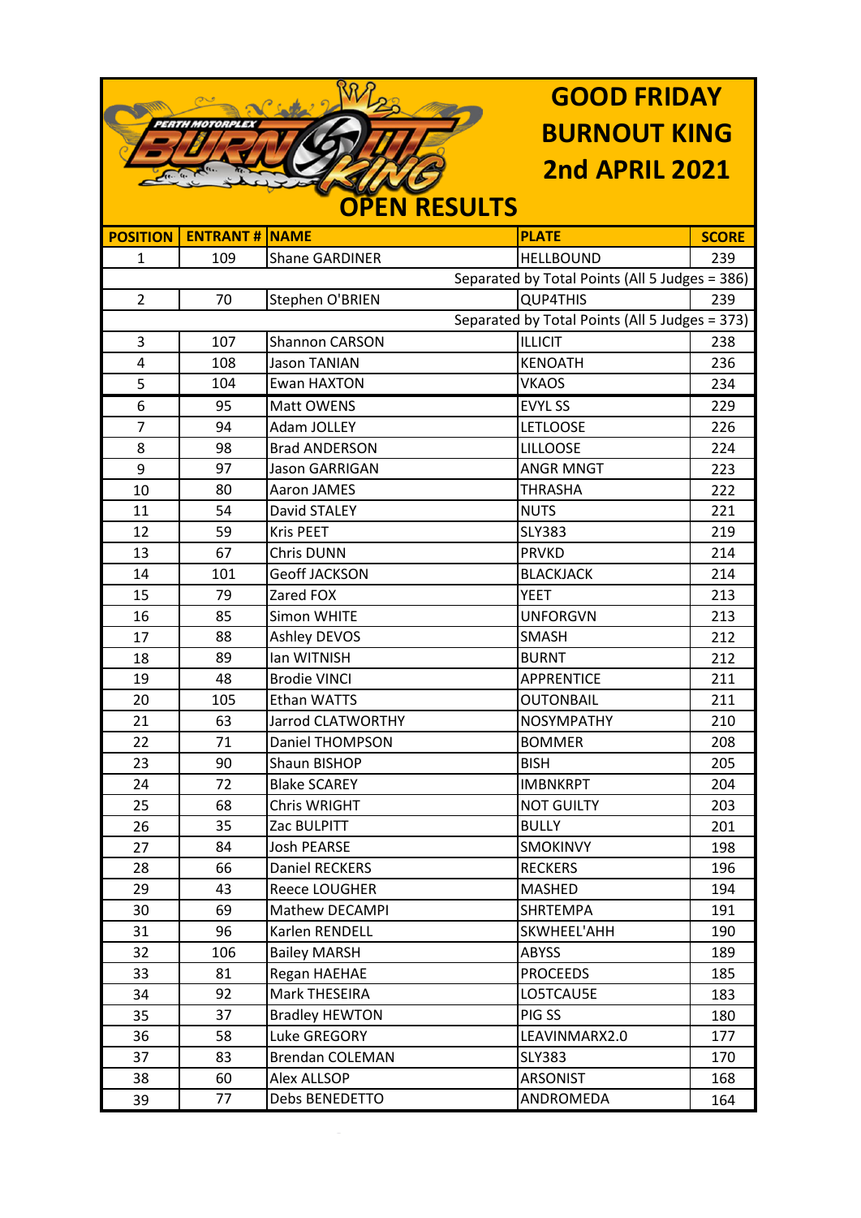# GOOD FRIDAY BURNOUT KING 2nd APRIL 2021

## OPEN RESULTS

| POSITION | ENTRANT # | NAME | PLATE | SCORE |
|---|---|---|---|---|
| 1 | 109 | Shane GARDINER | HELLBOUND | 239 |
| Separated by Total Points (All 5 Judges = 386) | | | | |
| 2 | 70 | Stephen O'BRIEN | QUP4THIS | 239 |
| Separated by Total Points (All 5 Judges = 373) | | | | |
| 3 | 107 | Shannon CARSON | ILLICIT | 238 |
| 4 | 108 | Jason TANIAN | KENOATH | 236 |
| 5 | 104 | Ewan HAXTON | VKAOS | 234 |
| 6 | 95 | Matt OWENS | EVYL SS | 229 |
| 7 | 94 | Adam JOLLEY | LETLOOSE | 226 |
| 8 | 98 | Brad ANDERSON | LILLOOSE | 224 |
| 9 | 97 | Jason GARRIGAN | ANGR MNGT | 223 |
| 10 | 80 | Aaron JAMES | THRASHA | 222 |
| 11 | 54 | David STALEY | NUTS | 221 |
| 12 | 59 | Kris PEET | SLY383 | 219 |
| 13 | 67 | Chris DUNN | PRVKD | 214 |
| 14 | 101 | Geoff JACKSON | BLACKJACK | 214 |
| 15 | 79 | Zared FOX | YEET | 213 |
| 16 | 85 | Simon WHITE | UNFORGVN | 213 |
| 17 | 88 | Ashley DEVOS | SMASH | 212 |
| 18 | 89 | Ian WITNISH | BURNT | 212 |
| 19 | 48 | Brodie VINCI | APPRENTICE | 211 |
| 20 | 105 | Ethan WATTS | OUTONBAIL | 211 |
| 21 | 63 | Jarrod CLATWORTHY | NOSYMPATHY | 210 |
| 22 | 71 | Daniel THOMPSON | BOMMER | 208 |
| 23 | 90 | Shaun BISHOP | BISH | 205 |
| 24 | 72 | Blake SCAREY | IMBNKRPT | 204 |
| 25 | 68 | Chris WRIGHT | NOT GUILTY | 203 |
| 26 | 35 | Zac BULPITT | BULLY | 201 |
| 27 | 84 | Josh PEARSE | SMOKINVY | 198 |
| 28 | 66 | Daniel RECKERS | RECKERS | 196 |
| 29 | 43 | Reece LOUGHER | MASHED | 194 |
| 30 | 69 | Mathew DECAMPI | SHRTEMPA | 191 |
| 31 | 96 | Karlen RENDELL | SKWHEEL'AHH | 190 |
| 32 | 106 | Bailey MARSH | ABYSS | 189 |
| 33 | 81 | Regan HAEHAE | PROCEEDS | 185 |
| 34 | 92 | Mark THESEIRA | LO5TCAU5E | 183 |
| 35 | 37 | Bradley HEWTON | PIG SS | 180 |
| 36 | 58 | Luke GREGORY | LEAVINMARX2.0 | 177 |
| 37 | 83 | Brendan COLEMAN | SLY383 | 170 |
| 38 | 60 | Alex ALLSOP | ARSONIST | 168 |
| 39 | 77 | Debs BENEDETTO | ANDROMEDA | 164 |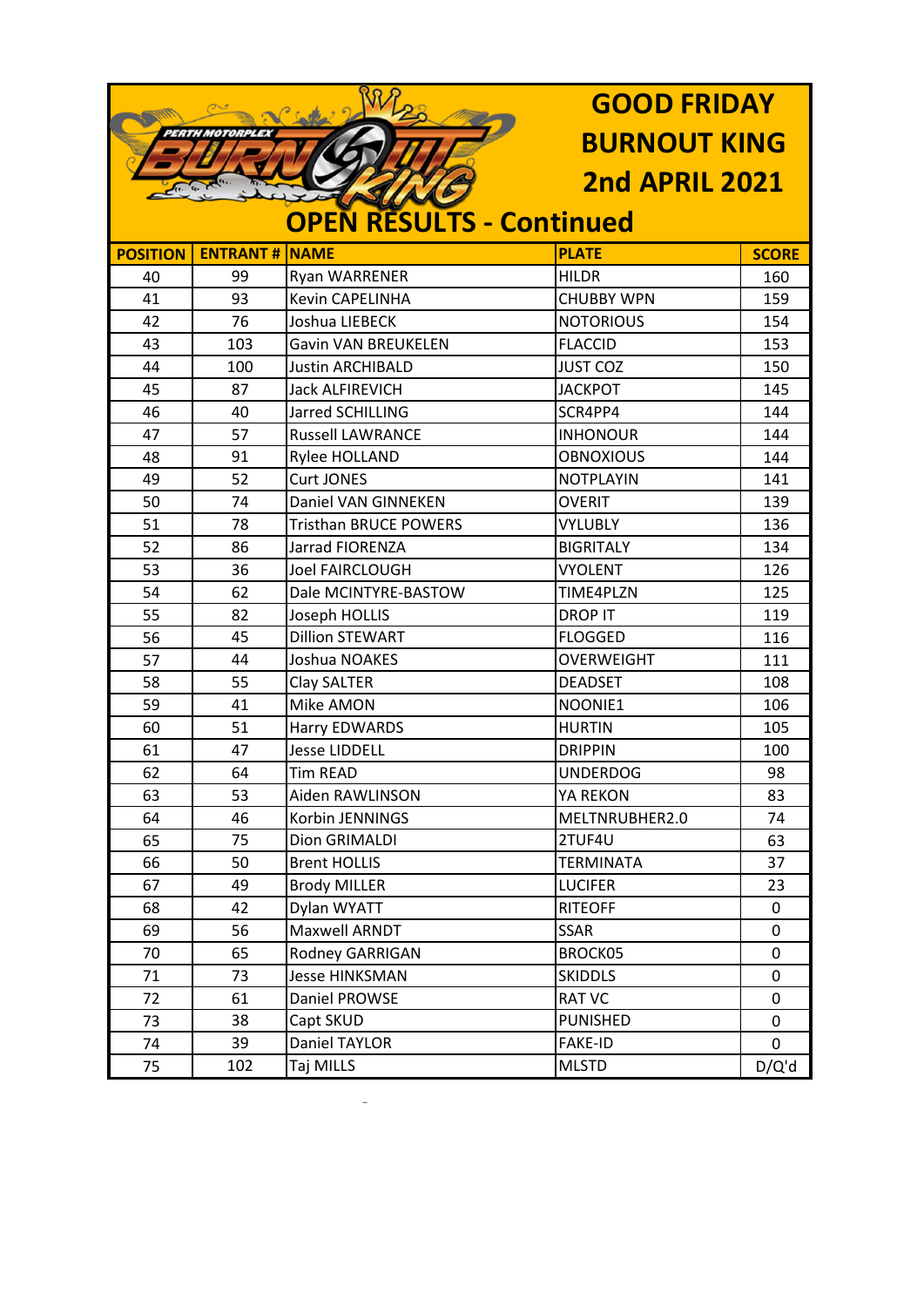# GOOD FRIDAY BURNOUT KING 2nd APRIL 2021

## OPEN RESULTS - Continued

| POSITION | ENTRANT # | NAME | PLATE | SCORE |
|---|---|---|---|---|
| 40 | 99 | Ryan WARRENER | HILDR | 160 |
| 41 | 93 | Kevin CAPELINHA | CHUBBY WPN | 159 |
| 42 | 76 | Joshua LIEBECK | NOTORIOUS | 154 |
| 43 | 103 | Gavin VAN BREUKELEN | FLACCID | 153 |
| 44 | 100 | Justin ARCHIBALD | JUST COZ | 150 |
| 45 | 87 | Jack ALFIREVICH | JACKPOT | 145 |
| 46 | 40 | Jarred SCHILLING | SCR4PP4 | 144 |
| 47 | 57 | Russell LAWRANCE | INHONOUR | 144 |
| 48 | 91 | Rylee HOLLAND | OBNOXIOUS | 144 |
| 49 | 52 | Curt JONES | NOTPLAYIN | 141 |
| 50 | 74 | Daniel VAN GINNEKEN | OVERIT | 139 |
| 51 | 78 | Tristhan BRUCE POWERS | VYLUBLY | 136 |
| 52 | 86 | Jarrad FIORENZA | BIGRITALY | 134 |
| 53 | 36 | Joel FAIRCLOUGH | VYOLENT | 126 |
| 54 | 62 | Dale MCINTYRE-BASTOW | TIME4PLZN | 125 |
| 55 | 82 | Joseph HOLLIS | DROP IT | 119 |
| 56 | 45 | Dillion STEWART | FLOGGED | 116 |
| 57 | 44 | Joshua NOAKES | OVERWEIGHT | 111 |
| 58 | 55 | Clay SALTER | DEADSET | 108 |
| 59 | 41 | Mike AMON | NOONIE1 | 106 |
| 60 | 51 | Harry EDWARDS | HURTIN | 105 |
| 61 | 47 | Jesse LIDDELL | DRIPPIN | 100 |
| 62 | 64 | Tim READ | UNDERDOG | 98 |
| 63 | 53 | Aiden RAWLINSON | YA REKON | 83 |
| 64 | 46 | Korbin JENNINGS | MELTNRUBHER2.0 | 74 |
| 65 | 75 | Dion GRIMALDI | 2TUF4U | 63 |
| 66 | 50 | Brent HOLLIS | TERMINATA | 37 |
| 67 | 49 | Brody MILLER | LUCIFER | 23 |
| 68 | 42 | Dylan WYATT | RITEOFF | 0 |
| 69 | 56 | Maxwell ARNDT | SSAR | 0 |
| 70 | 65 | Rodney GARRIGAN | BROCK05 | 0 |
| 71 | 73 | Jesse HINKSMAN | SKIDDLS | 0 |
| 72 | 61 | Daniel PROWSE | RAT VC | 0 |
| 73 | 38 | Capt SKUD | PUNISHED | 0 |
| 74 | 39 | Daniel TAYLOR | FAKE-ID | 0 |
| 75 | 102 | Taj MILLS | MLSTD | D/Q'd |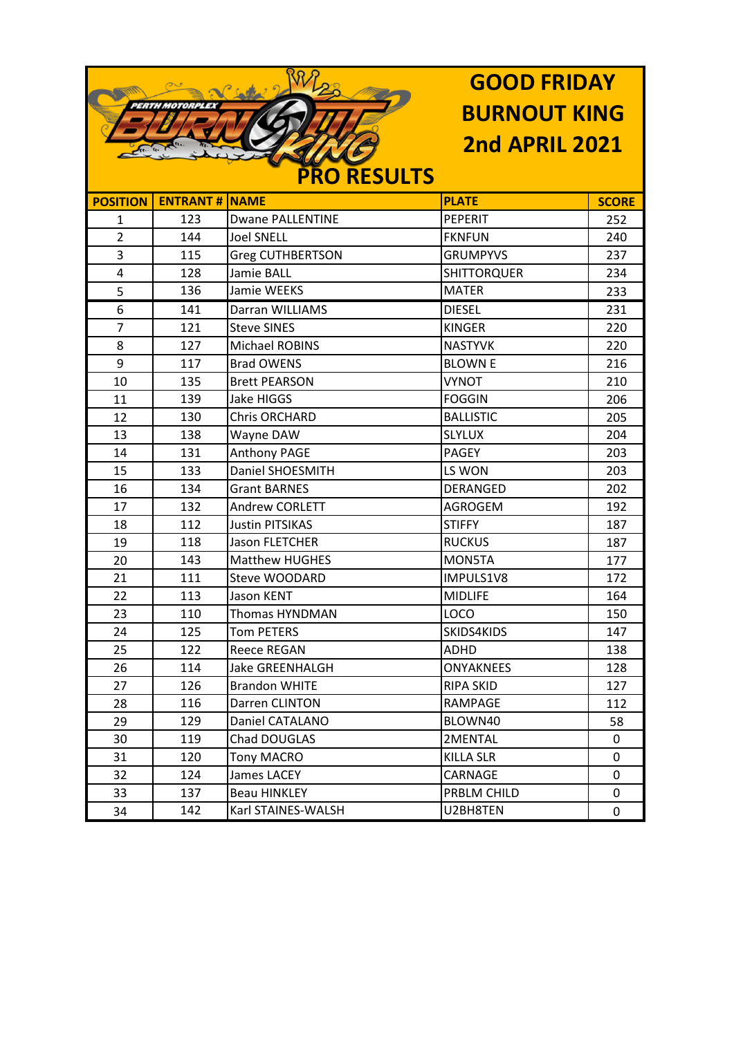# GOOD FRIDAY BURNOUT KING 2nd APRIL 2021

## PRO RESULTS

| POSITION | ENTRANT # | NAME | PLATE | SCORE |
|---|---|---|---|---|
| 1 | 123 | Dwane PALLENTINE | PEPERIT | 252 |
| 2 | 144 | Joel SNELL | FKNFUN | 240 |
| 3 | 115 | Greg CUTHBERTSON | GRUMPYVS | 237 |
| 4 | 128 | Jamie BALL | SHITTORQUER | 234 |
| 5 | 136 | Jamie WEEKS | MATER | 233 |
| 6 | 141 | Darran WILLIAMS | DIESEL | 231 |
| 7 | 121 | Steve SINES | KINGER | 220 |
| 8 | 127 | Michael ROBINS | NASTYVK | 220 |
| 9 | 117 | Brad OWENS | BLOWN E | 216 |
| 10 | 135 | Brett PEARSON | VYNOT | 210 |
| 11 | 139 | Jake HIGGS | FOGGIN | 206 |
| 12 | 130 | Chris ORCHARD | BALLISTIC | 205 |
| 13 | 138 | Wayne DAW | SLYLUX | 204 |
| 14 | 131 | Anthony PAGE | PAGEY | 203 |
| 15 | 133 | Daniel SHOESMITH | LS WON | 203 |
| 16 | 134 | Grant BARNES | DERANGED | 202 |
| 17 | 132 | Andrew CORLETT | AGROGEM | 192 |
| 18 | 112 | Justin PITSIKAS | STIFFY | 187 |
| 19 | 118 | Jason FLETCHER | RUCKUS | 187 |
| 20 | 143 | Matthew HUGHES | MON5TA | 177 |
| 21 | 111 | Steve WOODARD | IMPULS1V8 | 172 |
| 22 | 113 | Jason KENT | MIDLIFE | 164 |
| 23 | 110 | Thomas HYNDMAN | LOCO | 150 |
| 24 | 125 | Tom PETERS | SKIDS4KIDS | 147 |
| 25 | 122 | Reece REGAN | ADHD | 138 |
| 26 | 114 | Jake GREENHALGH | ONYAKNEES | 128 |
| 27 | 126 | Brandon WHITE | RIPA SKID | 127 |
| 28 | 116 | Darren CLINTON | RAMPAGE | 112 |
| 29 | 129 | Daniel CATALANO | BLOWN40 | 58 |
| 30 | 119 | Chad DOUGLAS | 2MENTAL | 0 |
| 31 | 120 | Tony MACRO | KILLA SLR | 0 |
| 32 | 124 | James LACEY | CARNAGE | 0 |
| 33 | 137 | Beau HINKLEY | PRBLM CHILD | 0 |
| 34 | 142 | Karl STAINES-WALSH | U2BH8TEN | 0 |